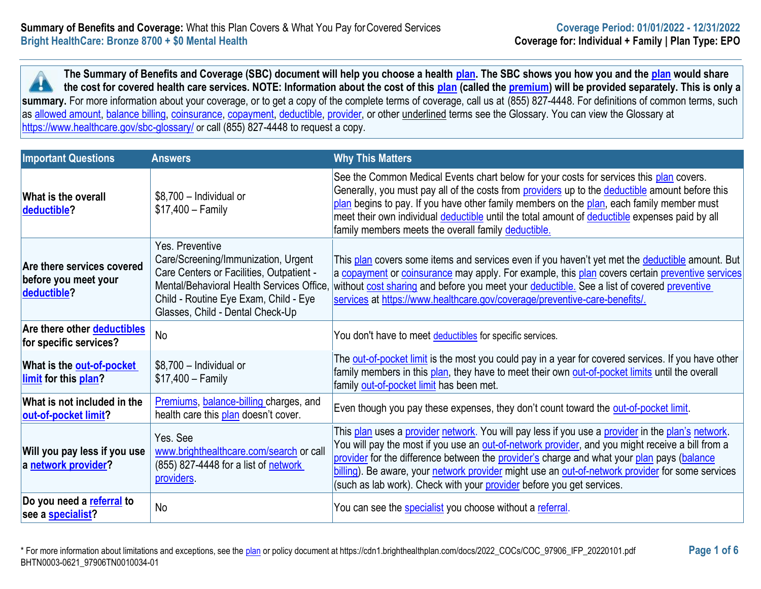**Summary of Benefits and Coverage:** What this Plan Covers & What You Pay for Covered Services
**Bright HealthCare: Bronze 8700 + $0 Mental Health**

**Coverage Period: 01/01/2022 - 12/31/2022**
**Coverage for: Individual + Family | Plan Type: EPO**

**The Summary of Benefits and Coverage (SBC) document will help you choose a health plan. The SBC shows you how you and the plan would share the cost for covered health care services. NOTE: Information about the cost of this plan (called the premium) will be provided separately. This is only a summary.** For more information about your coverage, or to get a copy of the complete terms of coverage, call us at (855) 827-4448. For definitions of common terms, such as allowed amount, balance billing, coinsurance, copayment, deductible, provider, or other underlined terms see the Glossary. You can view the Glossary at https://www.healthcare.gov/sbc-glossary/ or call (855) 827-4448 to request a copy.

| Important Questions | Answers | Why This Matters |
|---|---|---|
| **What is the overall deductible?** | $8,700 – Individual or $17,400 – Family | See the Common Medical Events chart below for your costs for services this plan covers. Generally, you must pay all of the costs from providers up to the deductible amount before this plan begins to pay. If you have other family members on the plan, each family member must meet their own individual deductible until the total amount of deductible expenses paid by all family members meets the overall family deductible. |
| **Are there services covered before you meet your deductible?** | Yes. Preventive Care/Screening/Immunization, Urgent Care Centers or Facilities, Outpatient - Mental/Behavioral Health Services Office, Child - Routine Eye Exam, Child - Eye Glasses, Child - Dental Check-Up | This plan covers some items and services even if you haven't yet met the deductible amount. But a copayment or coinsurance may apply. For example, this plan covers certain preventive services without cost sharing and before you meet your deductible. See a list of covered preventive services at https://www.healthcare.gov/coverage/preventive-care-benefits/. |
| **Are there other deductibles for specific services?** | No | You don't have to meet deductibles for specific services. |
| **What is the out-of-pocket limit for this plan?** | $8,700 – Individual or $17,400 – Family | The out-of-pocket limit is the most you could pay in a year for covered services. If you have other family members in this plan, they have to meet their own out-of-pocket limits until the overall family out-of-pocket limit has been met. |
| **What is not included in the out-of-pocket limit?** | Premiums, balance-billing charges, and health care this plan doesn't cover. | Even though you pay these expenses, they don't count toward the out-of-pocket limit. |
| **Will you pay less if you use a network provider?** | Yes. See www.brighthealthcare.com/search or call (855) 827-4448 for a list of network providers. | This plan uses a provider network. You will pay less if you use a provider in the plan's network. You will pay the most if you use an out-of-network provider, and you might receive a bill from a provider for the difference between the provider's charge and what your plan pays (balance billing). Be aware, your network provider might use an out-of-network provider for some services (such as lab work). Check with your provider before you get services. |
| **Do you need a referral to see a specialist?** | No | You can see the specialist you choose without a referral. |

\* For more information about limitations and exceptions, see the plan or policy document at https://cdn1.brighthealthplan.com/docs/2022_COCs/COC_97906_IFP_20220101.pdf
BHTN0003-0621_97906TN0010034-01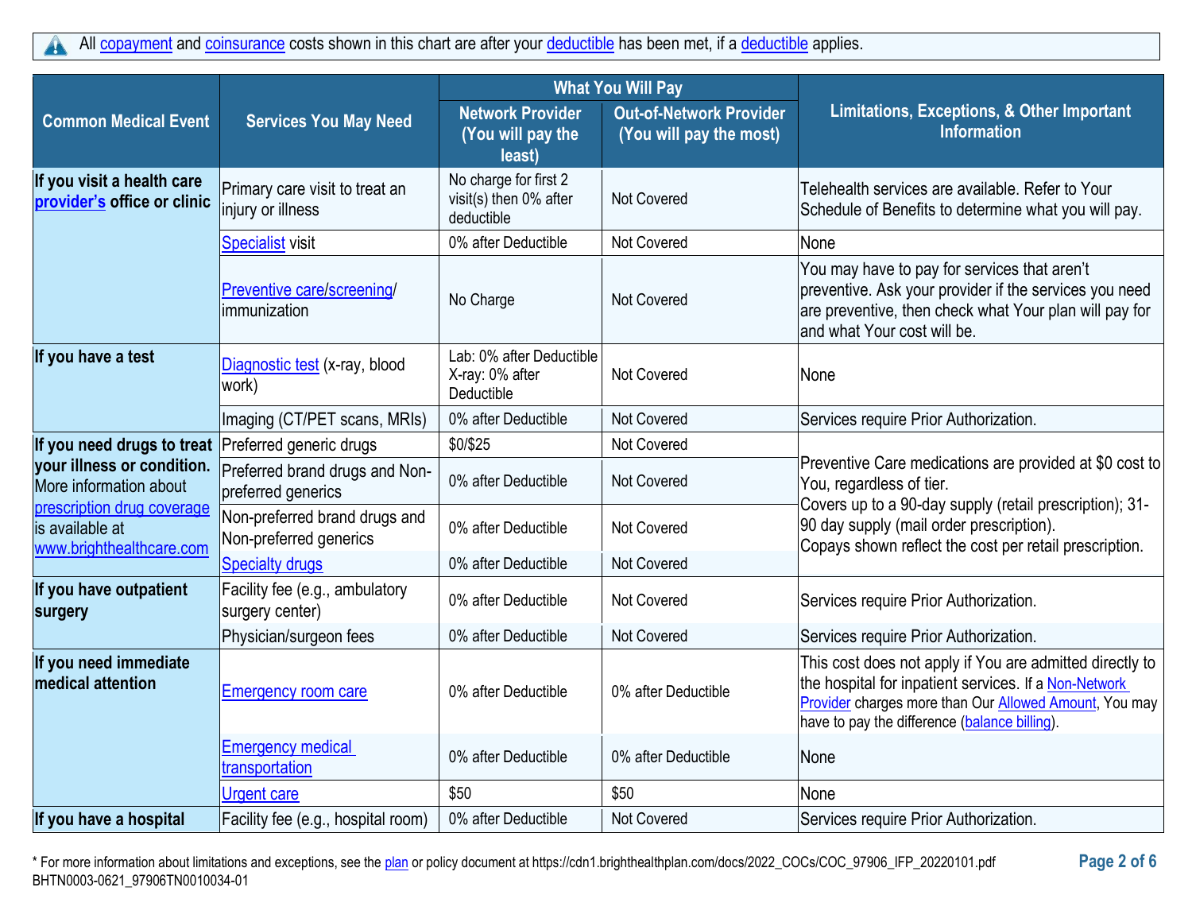All copayment and coinsurance costs shown in this chart are after your deductible has been met, if a deductible applies.

| Common Medical Event | Services You May Need | What You Will Pay | | Limitations, Exceptions, & Other Important Information |
|---|---|---|---|---|
| | | Network Provider (You will pay the least) | Out-of-Network Provider (You will pay the most) | |
| **If you visit a health care provider's office or clinic** | Primary care visit to treat an injury or illness | No charge for first 2 visit(s) then 0% after deductible | Not Covered | Telehealth services are available. Refer to Your Schedule of Benefits to determine what you will pay. |
| | Specialist visit | 0% after Deductible | Not Covered | None |
| | Preventive care/screening/ immunization | No Charge | Not Covered | You may have to pay for services that aren't preventive. Ask your provider if the services you need are preventive, then check what Your plan will pay for and what Your cost will be. |
| **If you have a test** | Diagnostic test (x-ray, blood work) | Lab: 0% after Deductible X-ray: 0% after Deductible | Not Covered | None |
| | Imaging (CT/PET scans, MRIs) | 0% after Deductible | Not Covered | Services require Prior Authorization. |
| **If you need drugs to treat your illness or condition.** More information about prescription drug coverage is available at www.brighthealthcare.com | Preferred generic drugs | $0/$25 | Not Covered | Preventive Care medications are provided at $0 cost to You, regardless of tier. Covers up to a 90-day supply (retail prescription); 31-90 day supply (mail order prescription). Copays shown reflect the cost per retail prescription. |
| | Preferred brand drugs and Non-preferred generics | 0% after Deductible | Not Covered | |
| | Non-preferred brand drugs and Non-preferred generics | 0% after Deductible | Not Covered | |
| | Specialty drugs | 0% after Deductible | Not Covered | |
| **If you have outpatient surgery** | Facility fee (e.g., ambulatory surgery center) | 0% after Deductible | Not Covered | Services require Prior Authorization. |
| | Physician/surgeon fees | 0% after Deductible | Not Covered | Services require Prior Authorization. |
| **If you need immediate medical attention** | Emergency room care | 0% after Deductible | 0% after Deductible | This cost does not apply if You are admitted directly to the hospital for inpatient services. If a Non-Network Provider charges more than Our Allowed Amount, You may have to pay the difference (balance billing). |
| | Emergency medical transportation | 0% after Deductible | 0% after Deductible | None |
| | Urgent care | $50 | $50 | None |
| **If you have a hospital** | Facility fee (e.g., hospital room) | 0% after Deductible | Not Covered | Services require Prior Authorization. |

* For more information about limitations and exceptions, see the plan or policy document at https://cdn1.brighthealthplan.com/docs/2022_COCs/COC_97906_IFP_20220101.pdf

BHTN0003-0621_97906TN0010034-01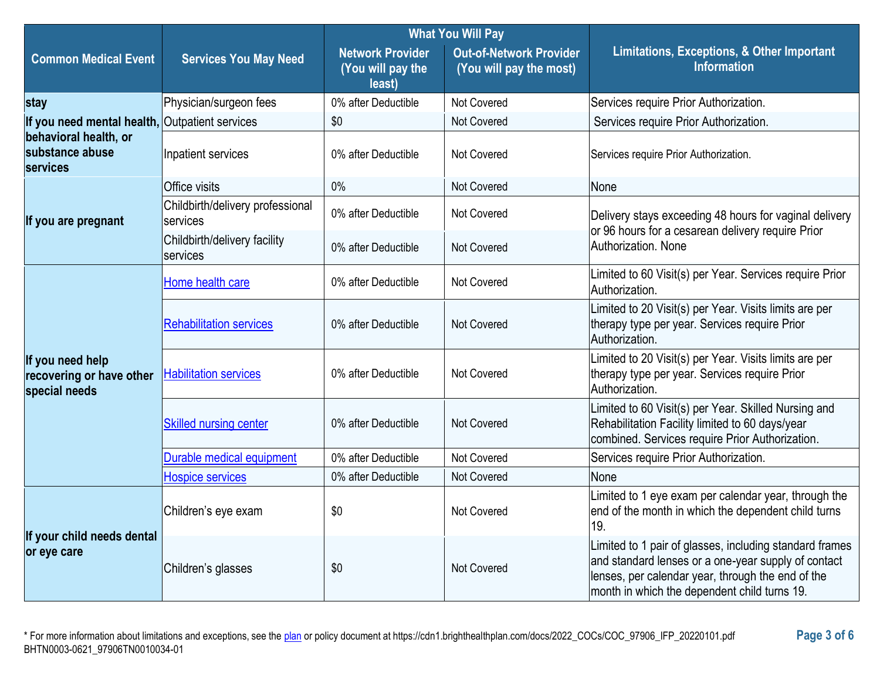| Common Medical Event | Services You May Need | What You Will Pay | | Limitations, Exceptions, & Other Important Information |
|---|---|---|---|---|
| | | Network Provider (You will pay the least) | Out-of-Network Provider (You will pay the most) | |
| stay | Physician/surgeon fees | 0% after Deductible | Not Covered | Services require Prior Authorization. |
| If you need mental health, behavioral health, or substance abuse services | Outpatient services | $0 | Not Covered | Services require Prior Authorization. |
| | Inpatient services | 0% after Deductible | Not Covered | Services require Prior Authorization. |
| If you are pregnant | Office visits | 0% | Not Covered | None |
| | Childbirth/delivery professional services | 0% after Deductible | Not Covered | Delivery stays exceeding 48 hours for vaginal delivery or 96 hours for a cesarean delivery require Prior Authorization. None |
| | Childbirth/delivery facility services | 0% after Deductible | Not Covered | |
| If you need help recovering or have other special needs | Home health care | 0% after Deductible | Not Covered | Limited to 60 Visit(s) per Year. Services require Prior Authorization. |
| | Rehabilitation services | 0% after Deductible | Not Covered | Limited to 20 Visit(s) per Year. Visits limits are per therapy type per year. Services require Prior Authorization. |
| | Habilitation services | 0% after Deductible | Not Covered | Limited to 20 Visit(s) per Year. Visits limits are per therapy type per year. Services require Prior Authorization. |
| | Skilled nursing center | 0% after Deductible | Not Covered | Limited to 60 Visit(s) per Year. Skilled Nursing and Rehabilitation Facility limited to 60 days/year combined. Services require Prior Authorization. |
| | Durable medical equipment | 0% after Deductible | Not Covered | Services require Prior Authorization. |
| | Hospice services | 0% after Deductible | Not Covered | None |
| If your child needs dental or eye care | Children's eye exam | $0 | Not Covered | Limited to 1 eye exam per calendar year, through the end of the month in which the dependent child turns 19. |
| | Children's glasses | $0 | Not Covered | Limited to 1 pair of glasses, including standard frames and standard lenses or a one-year supply of contact lenses, per calendar year, through the end of the month in which the dependent child turns 19. |

* For more information about limitations and exceptions, see the plan or policy document at https://cdn1.brighthealthplan.com/docs/2022_COCs/COC_97906_IFP_20220101.pdf

BHTN0003-0621_97906TN0010034-01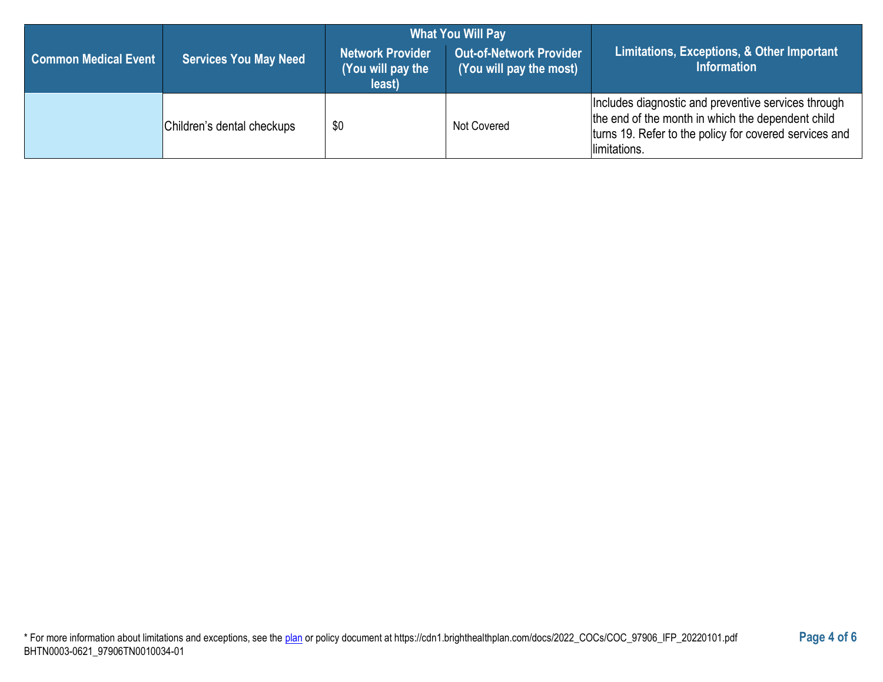| Common Medical Event | Services You May Need | What You Will Pay | | Limitations, Exceptions, & Other Important Information |
|---|---|---|---|---|
| | | Network Provider (You will pay the least) | Out-of-Network Provider (You will pay the most) | |
| | Children's dental checkups | $0 | Not Covered | Includes diagnostic and preventive services through the end of the month in which the dependent child turns 19. Refer to the policy for covered services and limitations. |

* For more information about limitations and exceptions, see the plan or policy document at https://cdn1.brighthealthplan.com/docs/2022_COCs/COC_97906_IFP_20220101.pdf
BHTN0003-0621_97906TN0010034-01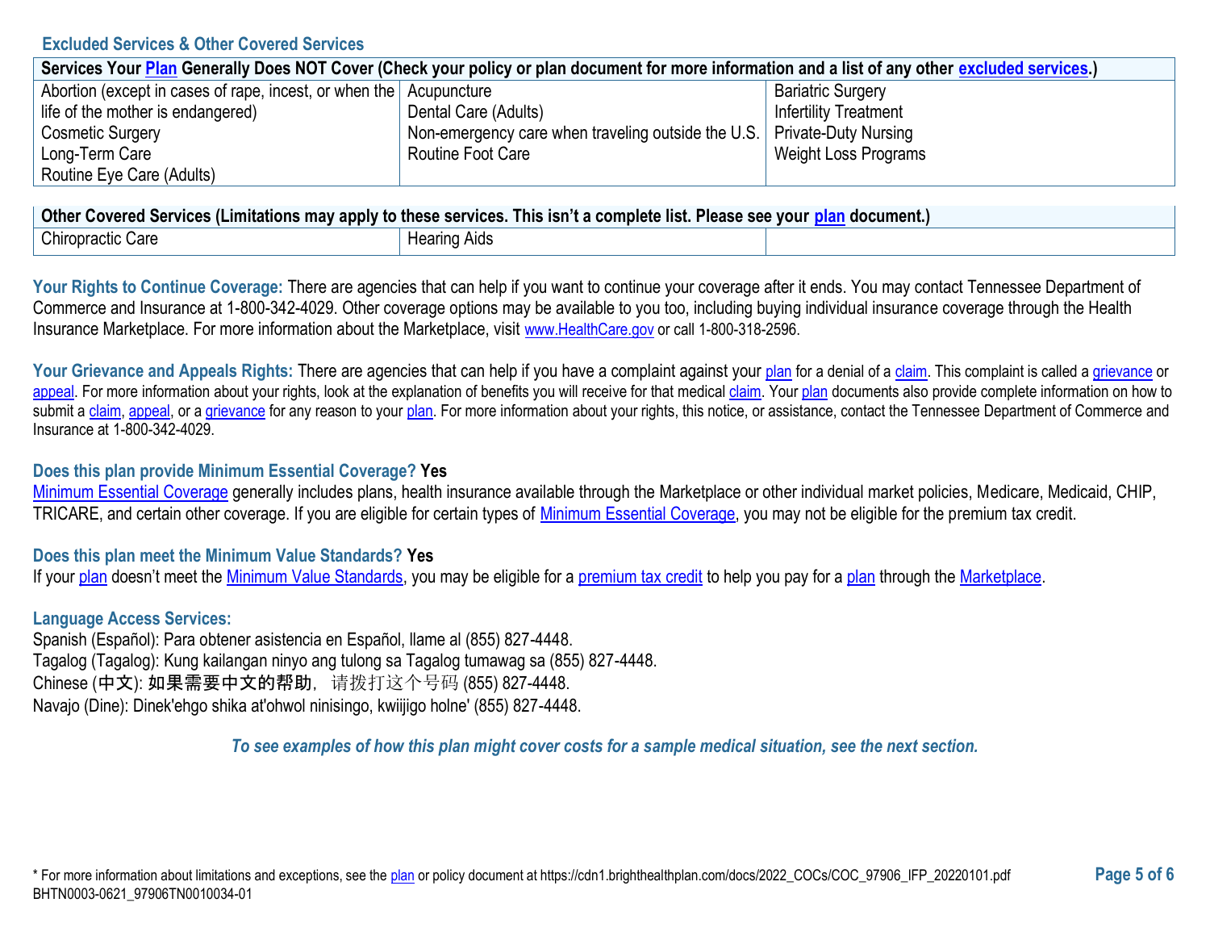## Excluded Services & Other Covered Services

| Services Your Plan Generally Does NOT Cover (Check your policy or plan document for more information and a list of any other excluded services.) | | |
|---|---|---|
| Abortion (except in cases of rape, incest, or when the life of the mother is endangered)<br>Cosmetic Surgery<br>Long-Term Care<br>Routine Eye Care (Adults) | Acupuncture<br>Dental Care (Adults)<br>Non-emergency care when traveling outside the U.S.<br>Routine Foot Care | Bariatric Surgery<br>Infertility Treatment<br>Private-Duty Nursing<br>Weight Loss Programs |

| Other Covered Services (Limitations may apply to these services. This isn't a complete list. Please see your plan document.) | | |
|---|---|---|
| Chiropractic Care | Hearing Aids | |

**Your Rights to Continue Coverage:** There are agencies that can help if you want to continue your coverage after it ends. You may contact Tennessee Department of Commerce and Insurance at 1-800-342-4029. Other coverage options may be available to you too, including buying individual insurance coverage through the Health Insurance Marketplace. For more information about the Marketplace, visit www.HealthCare.gov or call 1-800-318-2596.

**Your Grievance and Appeals Rights:** There are agencies that can help if you have a complaint against your plan for a denial of a claim. This complaint is called a grievance or appeal. For more information about your rights, look at the explanation of benefits you will receive for that medical claim. Your plan documents also provide complete information on how to submit a claim, appeal, or a grievance for any reason to your plan. For more information about your rights, this notice, or assistance, contact the Tennessee Department of Commerce and Insurance at 1-800-342-4029.

**Does this plan provide Minimum Essential Coverage? Yes**

Minimum Essential Coverage generally includes plans, health insurance available through the Marketplace or other individual market policies, Medicare, Medicaid, CHIP, TRICARE, and certain other coverage. If you are eligible for certain types of Minimum Essential Coverage, you may not be eligible for the premium tax credit.

**Does this plan meet the Minimum Value Standards? Yes**

If your plan doesn't meet the Minimum Value Standards, you may be eligible for a premium tax credit to help you pay for a plan through the Marketplace.

**Language Access Services:**

Spanish (Español): Para obtener asistencia en Español, llame al (855) 827-4448.
Tagalog (Tagalog): Kung kailangan ninyo ang tulong sa Tagalog tumawag sa (855) 827-4448.
Chinese (中文): 如果需要中文的帮助，请拨打这个号码 (855) 827-4448.
Navajo (Dine): Dinek'ehgo shika at'ohwol ninisingo, kwiijigo holne' (855) 827-4448.

*To see examples of how this plan might cover costs for a sample medical situation, see the next section.*

* For more information about limitations and exceptions, see the plan or policy document at https://cdn1.brighthealthplan.com/docs/2022_COCs/COC_97906_IFP_20220101.pdf
BHTN0003-0621_97906TN0010034-01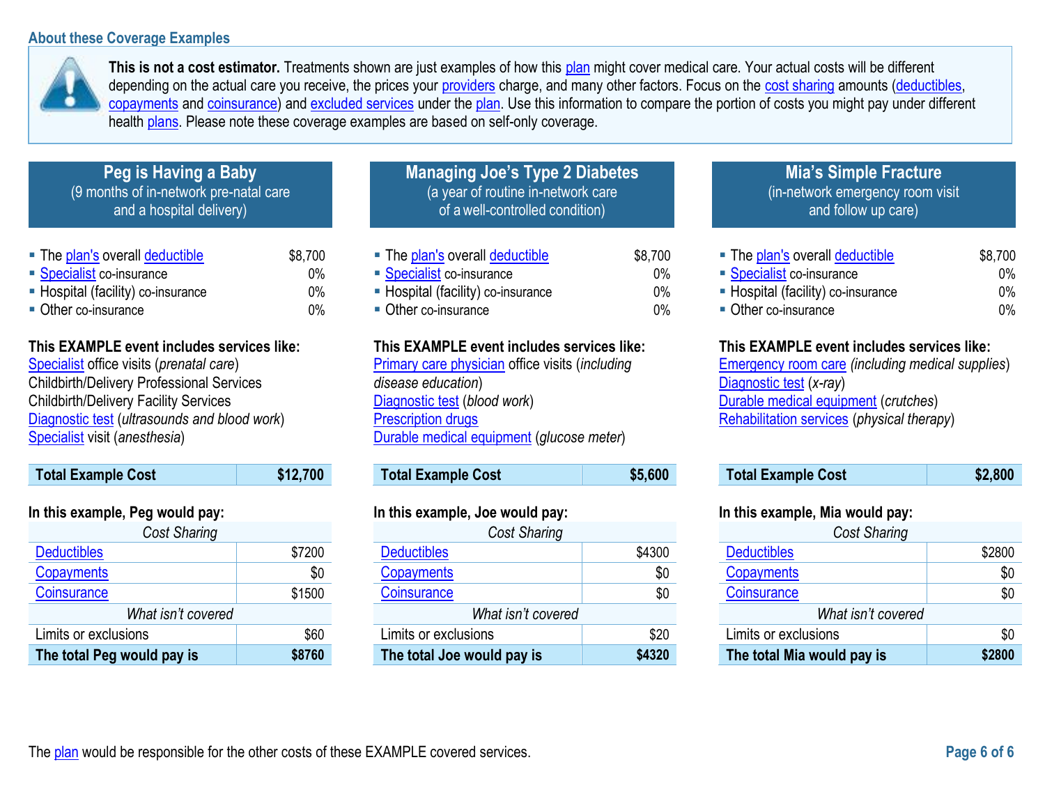## About these Coverage Examples

**This is not a cost estimator.** Treatments shown are just examples of how this plan might cover medical care. Your actual costs will be different depending on the actual care you receive, the prices your providers charge, and many other factors. Focus on the cost sharing amounts (deductibles, copayments and coinsurance) and excluded services under the plan. Use this information to compare the portion of costs you might pay under different health plans. Please note these coverage examples are based on self-only coverage.

### Peg is Having a Baby
(9 months of in-network pre-natal care and a hospital delivery)

- The plan's overall deductible — $8,700
- Specialist co-insurance — 0%
- Hospital (facility) co-insurance — 0%
- Other co-insurance — 0%

**This EXAMPLE event includes services like:**
Specialist office visits (*prenatal care*)
Childbirth/Delivery Professional Services
Childbirth/Delivery Facility Services
Diagnostic test (*ultrasounds and blood work*)
Specialist visit (*anesthesia*)

| **Total Example Cost** | **$12,700** |
|---|---|

**In this example, Peg would pay:**

| *Cost Sharing* | |
|---|---|
| Deductibles | $7200 |
| Copayments | $0 |
| Coinsurance | $1500 |
| *What isn't covered* | |
| Limits or exclusions | $60 |
| **The total Peg would pay is** | **$8760** |

### Managing Joe's Type 2 Diabetes
(a year of routine in-network care of a well-controlled condition)

- The plan's overall deductible — $8,700
- Specialist co-insurance — 0%
- Hospital (facility) co-insurance — 0%
- Other co-insurance — 0%

**This EXAMPLE event includes services like:**
Primary care physician office visits (*including disease education*)
Diagnostic test (*blood work*)
Prescription drugs
Durable medical equipment (*glucose meter*)

| **Total Example Cost** | **$5,600** |
|---|---|

**In this example, Joe would pay:**

| *Cost Sharing* | |
|---|---|
| Deductibles | $4300 |
| Copayments | $0 |
| Coinsurance | $0 |
| *What isn't covered* | |
| Limits or exclusions | $20 |
| **The total Joe would pay is** | **$4320** |

### Mia's Simple Fracture
(in-network emergency room visit and follow up care)

- The plan's overall deductible — $8,700
- Specialist co-insurance — 0%
- Hospital (facility) co-insurance — 0%
- Other co-insurance — 0%

**This EXAMPLE event includes services like:**
Emergency room care *(including medical supplies)*
Diagnostic test (*x-ray)*
Durable medical equipment (*crutches*)
Rehabilitation services (*physical therapy*)

| **Total Example Cost** | **$2,800** |
|---|---|

**In this example, Mia would pay:**

| *Cost Sharing* | |
|---|---|
| Deductibles | $2800 |
| Copayments | $0 |
| Coinsurance | $0 |
| *What isn't covered* | |
| Limits or exclusions | $0 |
| **The total Mia would pay is** | **$2800** |

The plan would be responsible for the other costs of these EXAMPLE covered services.